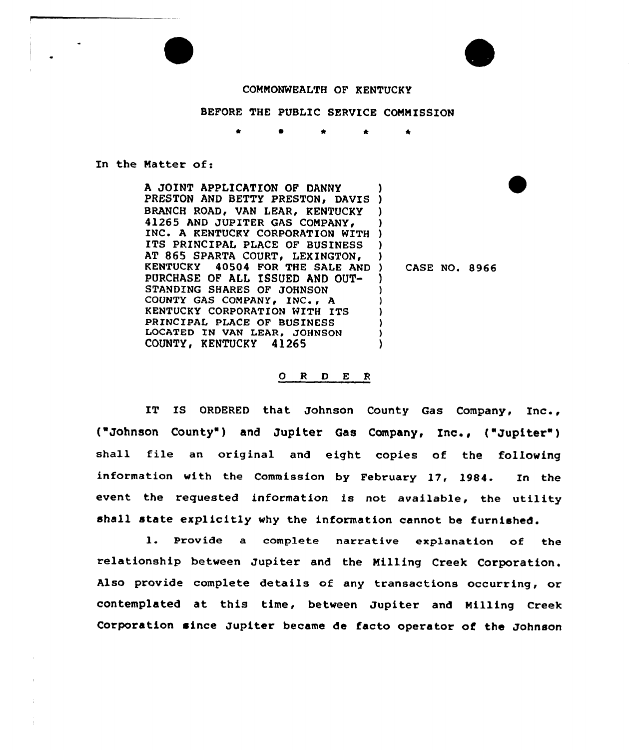COMMONWEALTH OF KENTUCKY

BEFORE THE PUBLIC SERVICE COMMISSION

\* \* \* \* \*

In the Matter of:

| | |
|---|---|
| A JOINT APPLICATION OF DANNY PRESTON AND BETTY PRESTON, DAVIS BRANCH ROAD, VAN LEAR, KENTUCKY 41265 AND JUPITER GAS COMPANY, INC. A KENTUCKY CORPORATION WITH ITS PRINCIPAL PLACE OF BUSINESS AT 865 SPARTA COURT, LEXINGTON, KENTUCKY 40504 FOR THE SALE AND PURCHASE OF ALL ISSUED AND OUT-STANDING SHARES OF JOHNSON COUNTY GAS COMPANY, INC., A KENTUCKY CORPORATION WITH ITS PRINCIPAL PLACE OF BUSINESS LOCATED IN VAN LEAR, JOHNSON COUNTY, KENTUCKY 41265 | CASE NO. 8966 |

O R D E R

IT IS ORDERED that Johnson County Gas Company, Inc., ("Johnson County") and Jupiter Gas Company, Inc., ("Jupiter") shall file an original and eight copies of the following information with the Commission by February 17, 1984. In the event the requested information is not available, the utility shall state explicitly why the information cannot be furnished.

1. Provide a complete narrative explanation of the relationship between Jupiter and the Milling Creek Corporation. Also provide complete details of any transactions occurring, or contemplated at this time, between Jupiter and Milling Creek Corporation since Jupiter became de facto operator of the Johnson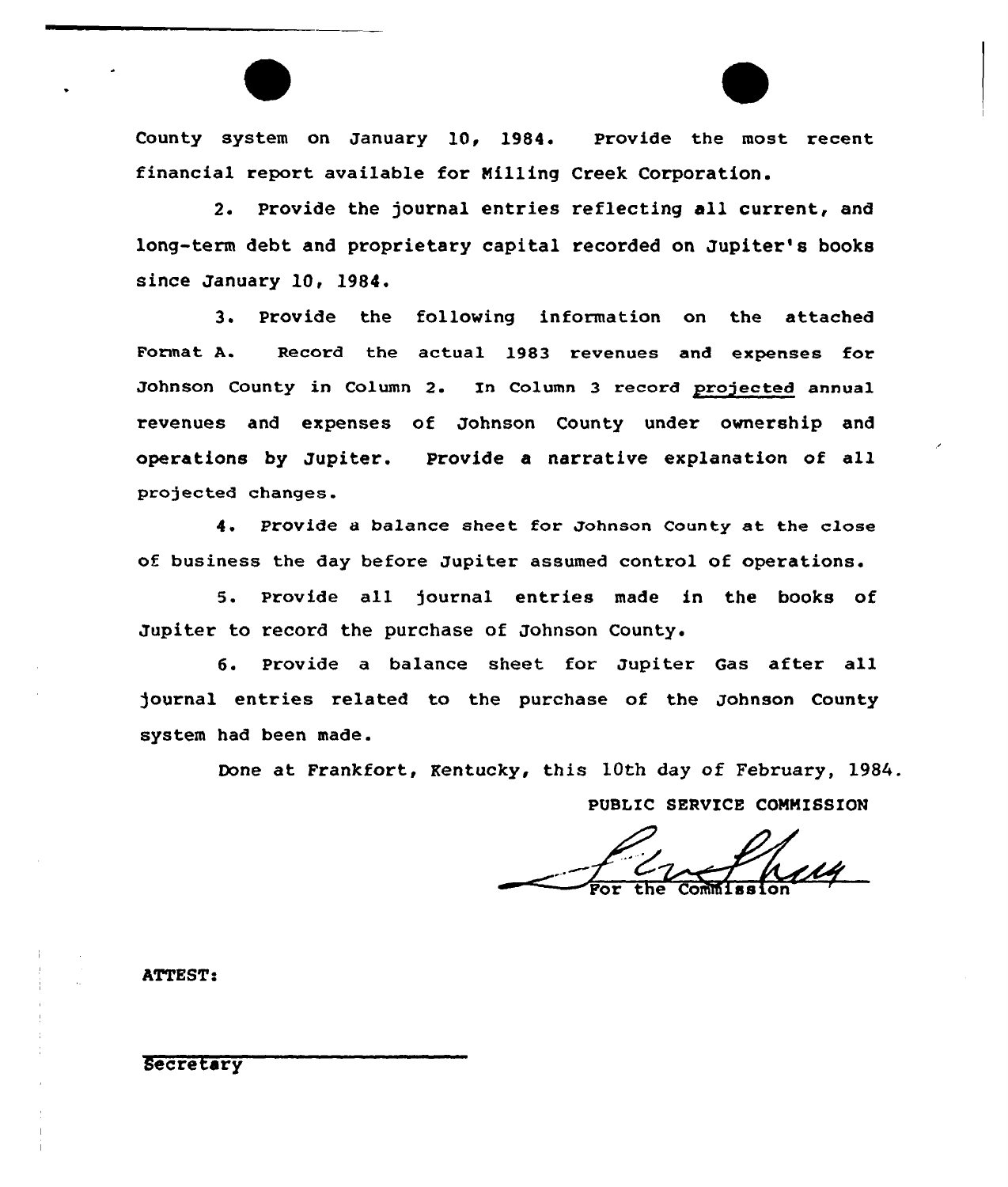County system on January 10, 1984. Provide the most recent financial report available for Milling Creek Corporation.

2. Provide the journal entries reflecting all current, and long-term debt and proprietary capital recorded on Jupiter's books since January 10, 1984.

3. Provide the following information on the attached Format A. Record the actual 1983 revenues and expenses for Johnson County in Column 2. In Column 3 record projected annual revenues and expenses of Johnson County under ownership and operations by Jupiter. Provide a narrative explanation of all projected changes.

4. Provide a balance sheet for Johnson County at the close of business the day before Jupiter assumed control of operations.

5. Provide all journal entries made in the books of Jupiter to record the purchase of Johnson County.

6. Provide a balance sheet for Jupiter Gas after all journal entries related to the purchase of the Johnson County system had been made.

Done at Frankfort, Kentucky, this 10th day of February, 1984.

PUBLIC SERVICE COMMISSION

For the Commission

ATTEST:

Secretary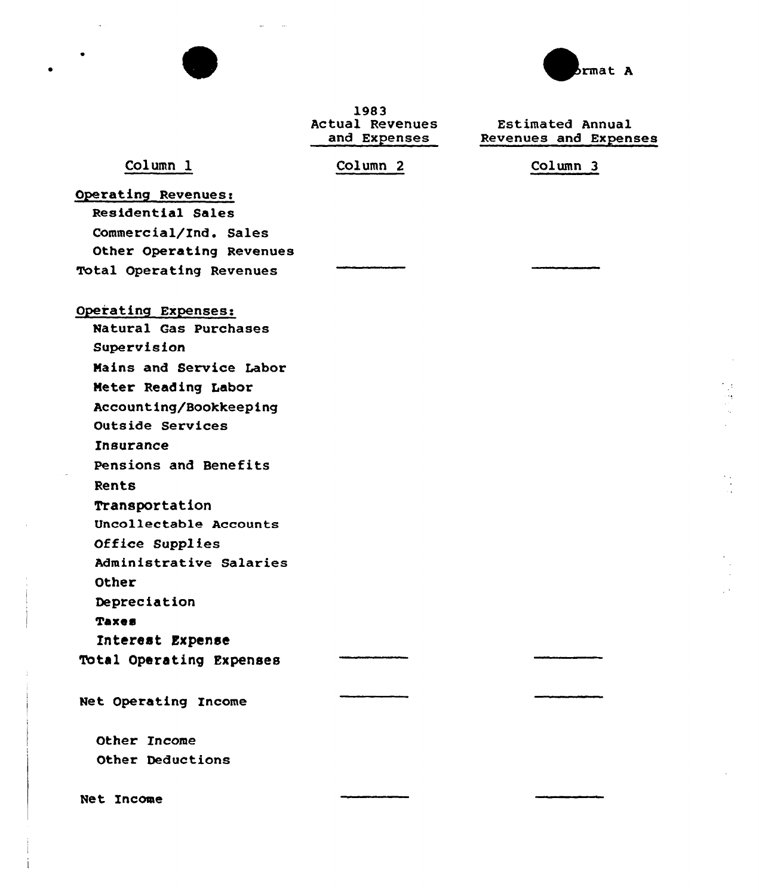Format A

| Column 1 | 1983 Actual Revenues and Expenses<br>Column 2 | Estimated Annual Revenues and Expenses<br>Column 3 |
|---|---|---|
| **Operating Revenues:** | | |
| Residential Sales | | |
| Commercial/Ind. Sales | | |
| Other Operating Revenues | | |
| Total Operating Revenues | | |
| | | |
| **Operating Expenses:** | | |
| Natural Gas Purchases | | |
| Supervision | | |
| Mains and Service Labor | | |
| Meter Reading Labor | | |
| Accounting/Bookkeeping | | |
| Outside Services | | |
| Insurance | | |
| Pensions and Benefits | | |
| Rents | | |
| Transportation | | |
| Uncollectable Accounts | | |
| Office Supplies | | |
| Administrative Salaries | | |
| Other | | |
| Depreciation | | |
| Taxes | | |
| Interest Expense | | |
| Total Operating Expenses | | |
| | | |
| Net Operating Income | | |
| | | |
| Other Income | | |
| Other Deductions | | |
| | | |
| Net Income | | |